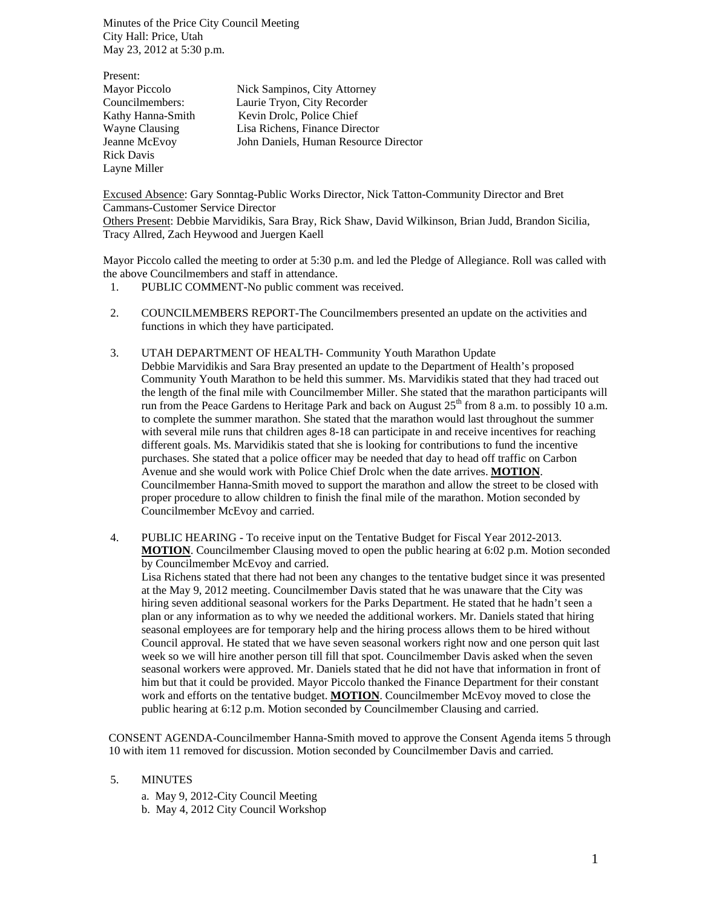Minutes of the Price City Council Meeting
City Hall: Price, Utah
May 23, 2012 at 5:30 p.m.

Present:

| | |
|---|---|
| Mayor Piccolo | Nick Sampinos, City Attorney |
| Councilmembers: | Laurie Tryon, City Recorder |
| Kathy Hanna-Smith | Kevin Drolc, Police Chief |
| Wayne Clausing | Lisa Richens, Finance Director |
| Jeanne McEvoy | John Daniels, Human Resource Director |
| Rick Davis | |
| Layne Miller | |

Excused Absence: Gary Sonntag-Public Works Director, Nick Tatton-Community Director and Bret Cammans-Customer Service Director
Others Present: Debbie Marvidikis, Sara Bray, Rick Shaw, David Wilkinson, Brian Judd, Brandon Sicilia, Tracy Allred, Zach Heywood and Juergen Kaell

Mayor Piccolo called the meeting to order at 5:30 p.m. and led the Pledge of Allegiance. Roll was called with the above Councilmembers and staff in attendance.

1. PUBLIC COMMENT-No public comment was received.

2. COUNCILMEMBERS REPORT-The Councilmembers presented an update on the activities and functions in which they have participated.

3. UTAH DEPARTMENT OF HEALTH- Community Youth Marathon Update
Debbie Marvidikis and Sara Bray presented an update to the Department of Health's proposed Community Youth Marathon to be held this summer. Ms. Marvidikis stated that they had traced out the length of the final mile with Councilmember Miller. She stated that the marathon participants will run from the Peace Gardens to Heritage Park and back on August 25th from 8 a.m. to possibly 10 a.m. to complete the summer marathon. She stated that the marathon would last throughout the summer with several mile runs that children ages 8-18 can participate in and receive incentives for reaching different goals. Ms. Marvidikis stated that she is looking for contributions to fund the incentive purchases. She stated that a police officer may be needed that day to head off traffic on Carbon Avenue and she would work with Police Chief Drolc when the date arrives. **MOTION**. Councilmember Hanna-Smith moved to support the marathon and allow the street to be closed with proper procedure to allow children to finish the final mile of the marathon. Motion seconded by Councilmember McEvoy and carried.

4. PUBLIC HEARING - To receive input on the Tentative Budget for Fiscal Year 2012-2013.
**MOTION**. Councilmember Clausing moved to open the public hearing at 6:02 p.m. Motion seconded by Councilmember McEvoy and carried.
Lisa Richens stated that there had not been any changes to the tentative budget since it was presented at the May 9, 2012 meeting. Councilmember Davis stated that he was unaware that the City was hiring seven additional seasonal workers for the Parks Department. He stated that he hadn't seen a plan or any information as to why we needed the additional workers. Mr. Daniels stated that hiring seasonal employees are for temporary help and the hiring process allows them to be hired without Council approval. He stated that we have seven seasonal workers right now and one person quit last week so we will hire another person till fill that spot. Councilmember Davis asked when the seven seasonal workers were approved. Mr. Daniels stated that he did not have that information in front of him but that it could be provided. Mayor Piccolo thanked the Finance Department for their constant work and efforts on the tentative budget. **MOTION**. Councilmember McEvoy moved to close the public hearing at 6:12 p.m. Motion seconded by Councilmember Clausing and carried.

CONSENT AGENDA-Councilmember Hanna-Smith moved to approve the Consent Agenda items 5 through 10 with item 11 removed for discussion. Motion seconded by Councilmember Davis and carried.

5. MINUTES
   a. May 9, 2012-City Council Meeting
   b. May 4, 2012 City Council Workshop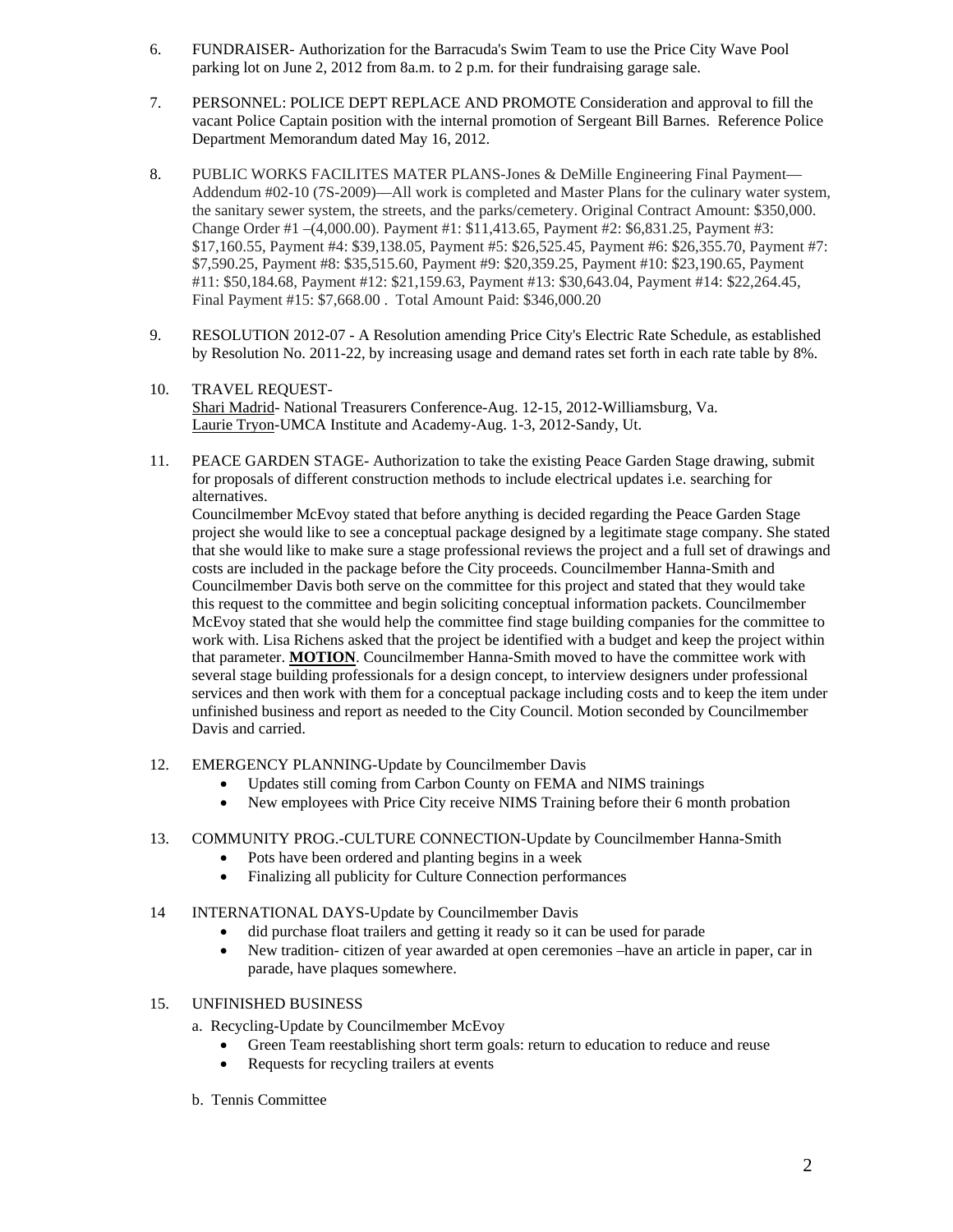6. FUNDRAISER- Authorization for the Barracuda's Swim Team to use the Price City Wave Pool parking lot on June 2, 2012 from 8a.m. to 2 p.m. for their fundraising garage sale.

7. PERSONNEL: POLICE DEPT REPLACE AND PROMOTE Consideration and approval to fill the vacant Police Captain position with the internal promotion of Sergeant Bill Barnes. Reference Police Department Memorandum dated May 16, 2012.

8. PUBLIC WORKS FACILITES MATER PLANS-Jones & DeMille Engineering Final Payment—Addendum #02-10 (7S-2009)—All work is completed and Master Plans for the culinary water system, the sanitary sewer system, the streets, and the parks/cemetery. Original Contract Amount: $350,000. Change Order #1 –(4,000.00). Payment #1: $11,413.65, Payment #2: $6,831.25, Payment #3: $17,160.55, Payment #4: $39,138.05, Payment #5: $26,525.45, Payment #6: $26,355.70, Payment #7: $7,590.25, Payment #8: $35,515.60, Payment #9: $20,359.25, Payment #10: $23,190.65, Payment #11: $50,184.68, Payment #12: $21,159.63, Payment #13: $30,643.04, Payment #14: $22,264.45, Final Payment #15: $7,668.00 . Total Amount Paid: $346,000.20

9. RESOLUTION 2012-07 - A Resolution amending Price City's Electric Rate Schedule, as established by Resolution No. 2011-22, by increasing usage and demand rates set forth in each rate table by 8%.

10. TRAVEL REQUEST-
 Shari Madrid- National Treasurers Conference-Aug. 12-15, 2012-Williamsburg, Va.
 Laurie Tryon-UMCA Institute and Academy-Aug. 1-3, 2012-Sandy, Ut.

11. PEACE GARDEN STAGE- Authorization to take the existing Peace Garden Stage drawing, submit for proposals of different construction methods to include electrical updates i.e. searching for alternatives.
 Councilmember McEvoy stated that before anything is decided regarding the Peace Garden Stage project she would like to see a conceptual package designed by a legitimate stage company. She stated that she would like to make sure a stage professional reviews the project and a full set of drawings and costs are included in the package before the City proceeds. Councilmember Hanna-Smith and Councilmember Davis both serve on the committee for this project and stated that they would take this request to the committee and begin soliciting conceptual information packets. Councilmember McEvoy stated that she would help the committee find stage building companies for the committee to work with. Lisa Richens asked that the project be identified with a budget and keep the project within that parameter. **MOTION**. Councilmember Hanna-Smith moved to have the committee work with several stage building professionals for a design concept, to interview designers under professional services and then work with them for a conceptual package including costs and to keep the item under unfinished business and report as needed to the City Council. Motion seconded by Councilmember Davis and carried.

12. EMERGENCY PLANNING-Update by Councilmember Davis
 - Updates still coming from Carbon County on FEMA and NIMS trainings
 - New employees with Price City receive NIMS Training before their 6 month probation

13. COMMUNITY PROG.-CULTURE CONNECTION-Update by Councilmember Hanna-Smith
 - Pots have been ordered and planting begins in a week
 - Finalizing all publicity for Culture Connection performances

14 INTERNATIONAL DAYS-Update by Councilmember Davis
 - did purchase float trailers and getting it ready so it can be used for parade
 - New tradition- citizen of year awarded at open ceremonies –have an article in paper, car in parade, have plaques somewhere.

15. UNFINISHED BUSINESS
 a. Recycling-Update by Councilmember McEvoy
 - Green Team reestablishing short term goals: return to education to reduce and reuse
 - Requests for recycling trailers at events

 b. Tennis Committee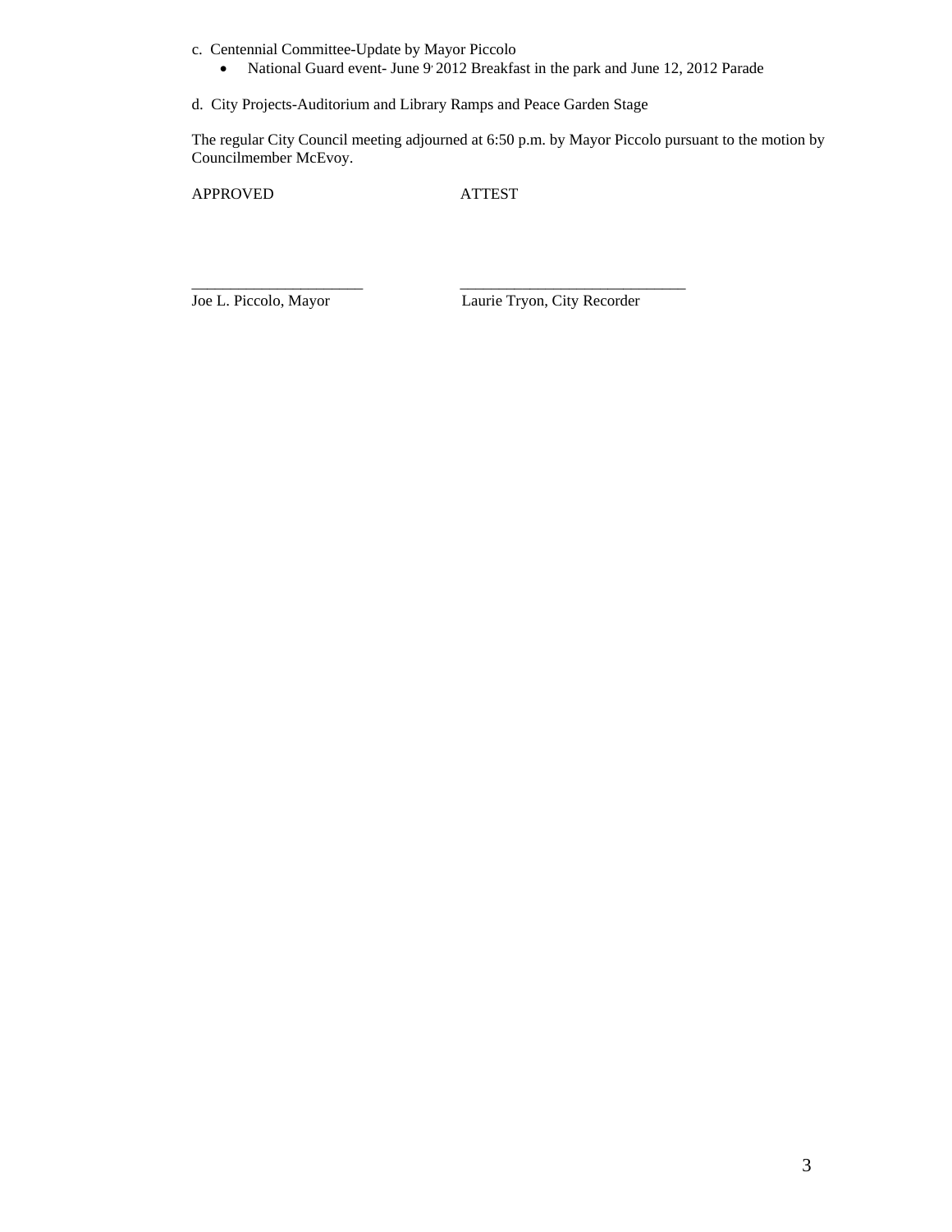c. Centennial Committee-Update by Mayor Piccolo

- National Guard event- June 9, 2012 Breakfast in the park and June 12, 2012 Parade

d. City Projects-Auditorium and Library Ramps and Peace Garden Stage

The regular City Council meeting adjourned at 6:50 p.m. by Mayor Piccolo pursuant to the motion by Councilmember McEvoy.

APPROVED ATTEST

______________________ ______________________________

Joe L. Piccolo, Mayor Laurie Tryon, City Recorder